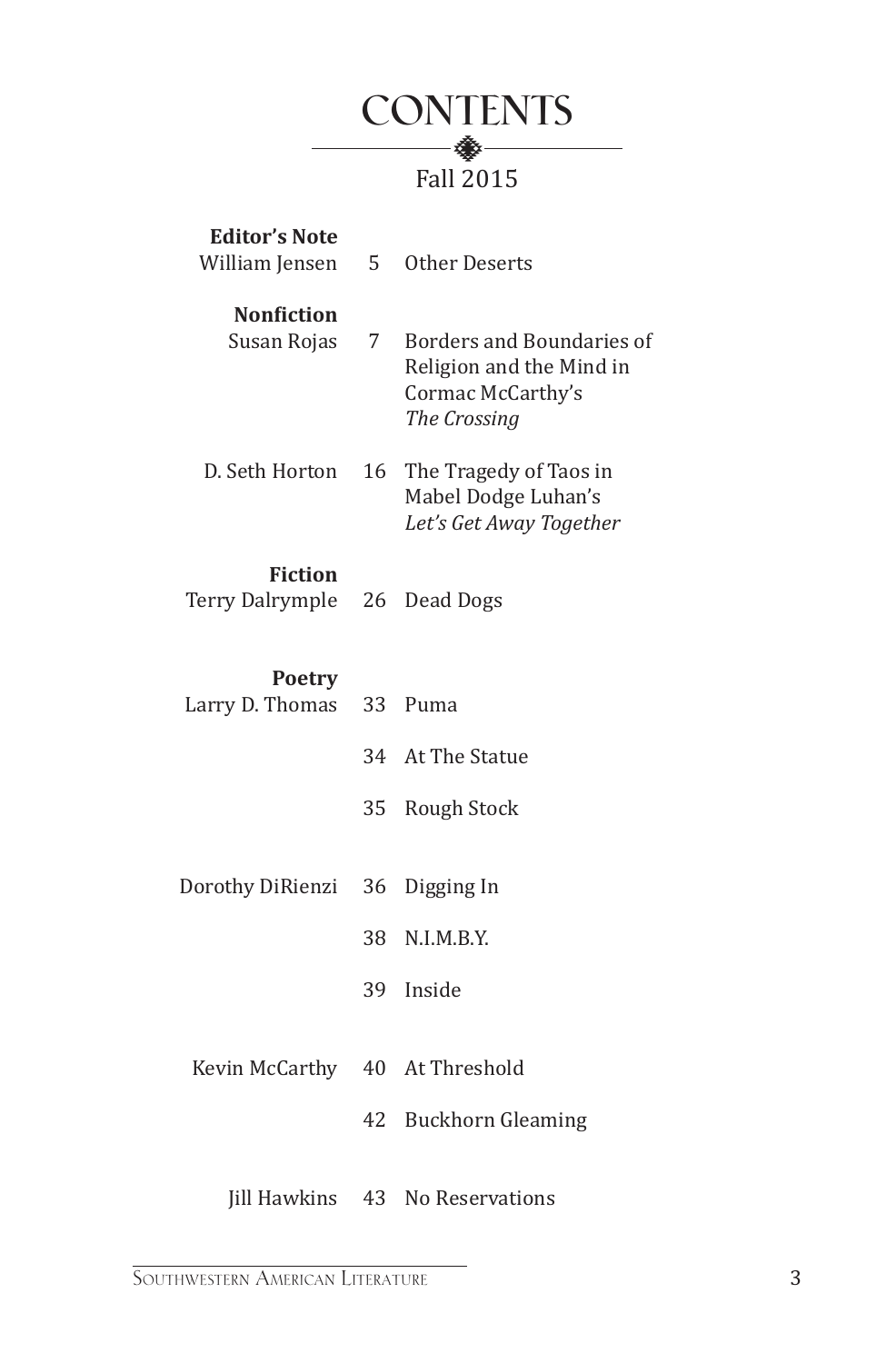# CONTENTS

## Fall 2015

**Editor's Note**

William Jensen — 5 — Other Deserts

**Nonfiction**

Susan Rojas — 7 — Borders and Boundaries of Religion and the Mind in Cormac McCarthy's *The Crossing*

D. Seth Horton — 16 — The Tragedy of Taos in Mabel Dodge Luhan's *Let's Get Away Together*

**Fiction**

Terry Dalrymple — 26 — Dead Dogs

**Poetry**

Larry D. Thomas — 33 — Puma

34 — At The Statue

35 — Rough Stock

Dorothy DiRienzi — 36 — Digging In

38 — N.I.M.B.Y.

39 — Inside

Kevin McCarthy — 40 — At Threshold

42 — Buckhorn Gleaming

Jill Hawkins — 43 — No Reservations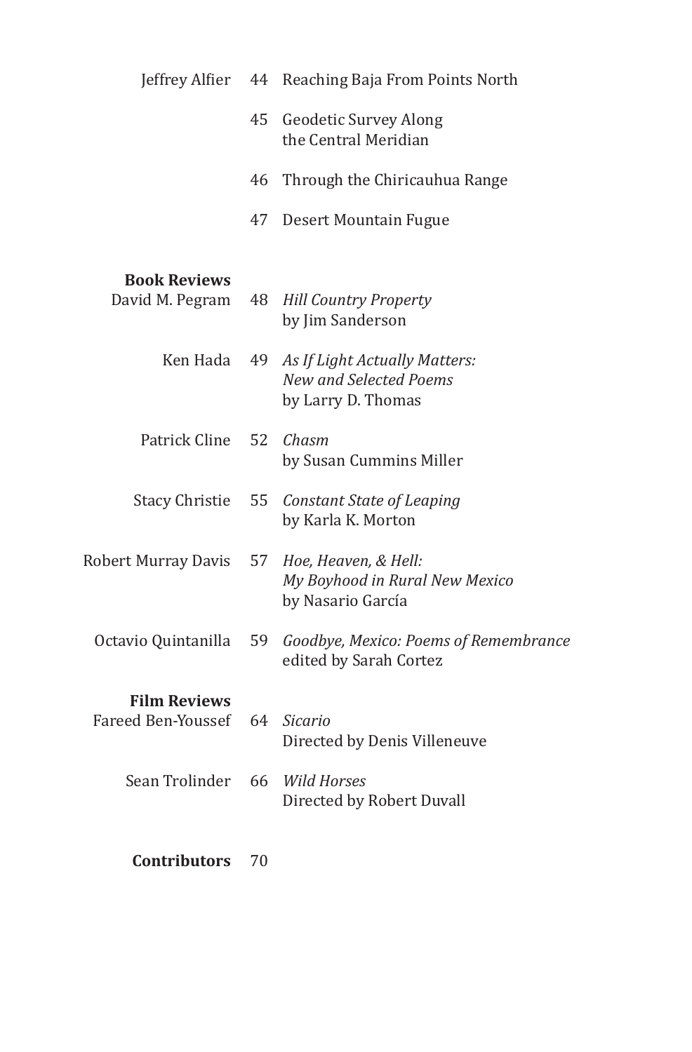| | | |
|---|---|---|
| Jeffrey Alfier | 44 | Reaching Baja From Points North |
| | 45 | Geodetic Survey Along the Central Meridian |
| | 46 | Through the Chiricauhua Range |
| | 47 | Desert Mountain Fugue |
| **Book Reviews** | | |
| David M. Pegram | 48 | *Hill Country Property* by Jim Sanderson |
| Ken Hada | 49 | *As If Light Actually Matters: New and Selected Poems* by Larry D. Thomas |
| Patrick Cline | 52 | *Chasm* by Susan Cummins Miller |
| Stacy Christie | 55 | *Constant State of Leaping* by Karla K. Morton |
| Robert Murray Davis | 57 | *Hoe, Heaven, & Hell: My Boyhood in Rural New Mexico* by Nasario García |
| Octavio Quintanilla | 59 | *Goodbye, Mexico: Poems of Remembrance* edited by Sarah Cortez |
| **Film Reviews** | | |
| Fareed Ben-Youssef | 64 | *Sicario* Directed by Denis Villeneuve |
| Sean Trolinder | 66 | *Wild Horses* Directed by Robert Duvall |
| **Contributors** | 70 | |